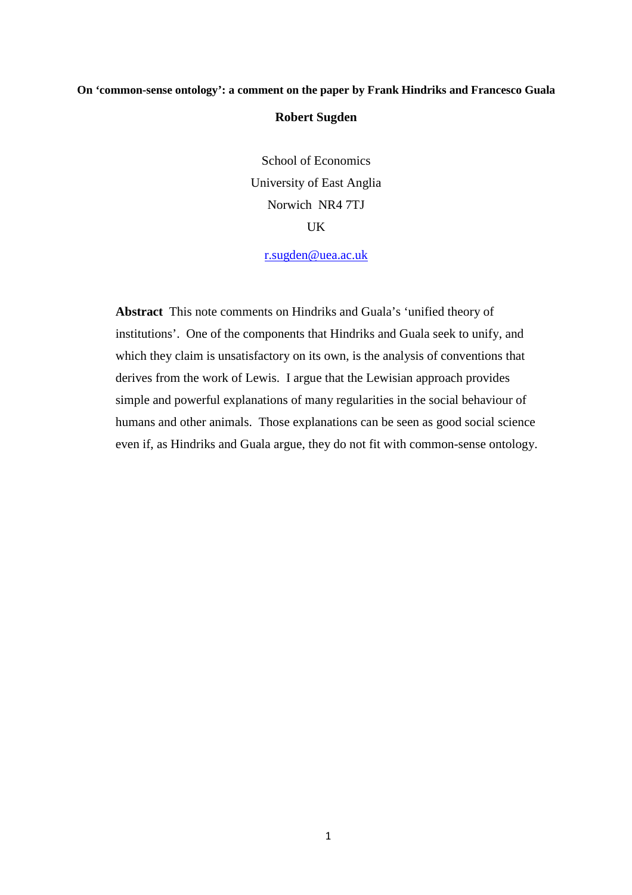# On 'common-sense ontology': a comment on the paper by Frank Hindriks and Francesco Guala

**Robert Sugden**

School of Economics
University of East Anglia
Norwich NR4 7TJ
UK

r.sugden@uea.ac.uk

**Abstract** This note comments on Hindriks and Guala's 'unified theory of institutions'. One of the components that Hindriks and Guala seek to unify, and which they claim is unsatisfactory on its own, is the analysis of conventions that derives from the work of Lewis. I argue that the Lewisian approach provides simple and powerful explanations of many regularities in the social behaviour of humans and other animals. Those explanations can be seen as good social science even if, as Hindriks and Guala argue, they do not fit with common-sense ontology.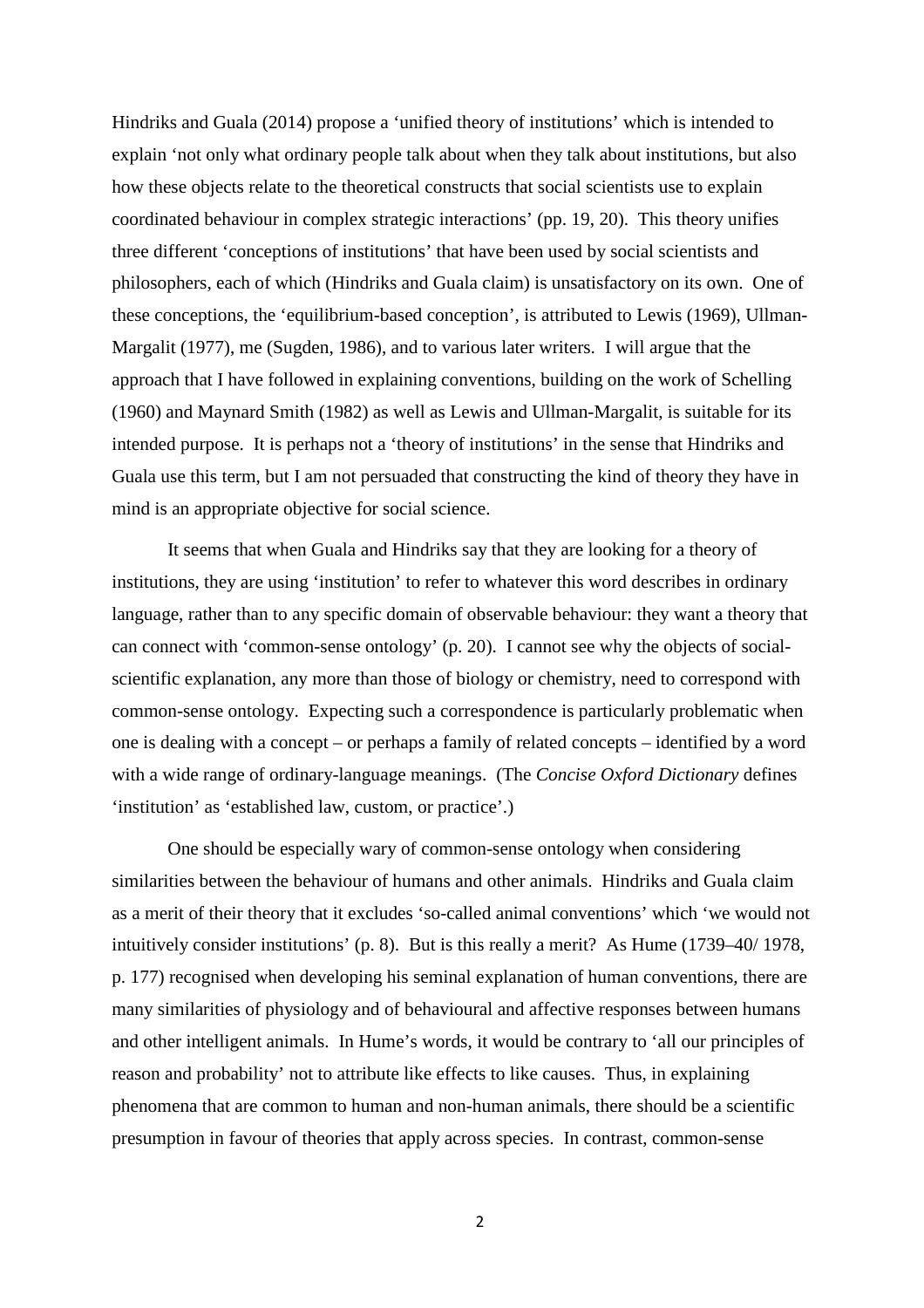Hindriks and Guala (2014) propose a 'unified theory of institutions' which is intended to explain 'not only what ordinary people talk about when they talk about institutions, but also how these objects relate to the theoretical constructs that social scientists use to explain coordinated behaviour in complex strategic interactions' (pp. 19, 20). This theory unifies three different 'conceptions of institutions' that have been used by social scientists and philosophers, each of which (Hindriks and Guala claim) is unsatisfactory on its own. One of these conceptions, the 'equilibrium-based conception', is attributed to Lewis (1969), Ullman-Margalit (1977), me (Sugden, 1986), and to various later writers. I will argue that the approach that I have followed in explaining conventions, building on the work of Schelling (1960) and Maynard Smith (1982) as well as Lewis and Ullman-Margalit, is suitable for its intended purpose. It is perhaps not a 'theory of institutions' in the sense that Hindriks and Guala use this term, but I am not persuaded that constructing the kind of theory they have in mind is an appropriate objective for social science.

It seems that when Guala and Hindriks say that they are looking for a theory of institutions, they are using 'institution' to refer to whatever this word describes in ordinary language, rather than to any specific domain of observable behaviour: they want a theory that can connect with 'common-sense ontology' (p. 20). I cannot see why the objects of social-scientific explanation, any more than those of biology or chemistry, need to correspond with common-sense ontology. Expecting such a correspondence is particularly problematic when one is dealing with a concept – or perhaps a family of related concepts – identified by a word with a wide range of ordinary-language meanings. (The *Concise Oxford Dictionary* defines 'institution' as 'established law, custom, or practice'.)

One should be especially wary of common-sense ontology when considering similarities between the behaviour of humans and other animals. Hindriks and Guala claim as a merit of their theory that it excludes 'so-called animal conventions' which 'we would not intuitively consider institutions' (p. 8). But is this really a merit? As Hume (1739–40/ 1978, p. 177) recognised when developing his seminal explanation of human conventions, there are many similarities of physiology and of behavioural and affective responses between humans and other intelligent animals. In Hume's words, it would be contrary to 'all our principles of reason and probability' not to attribute like effects to like causes. Thus, in explaining phenomena that are common to human and non-human animals, there should be a scientific presumption in favour of theories that apply across species. In contrast, common-sense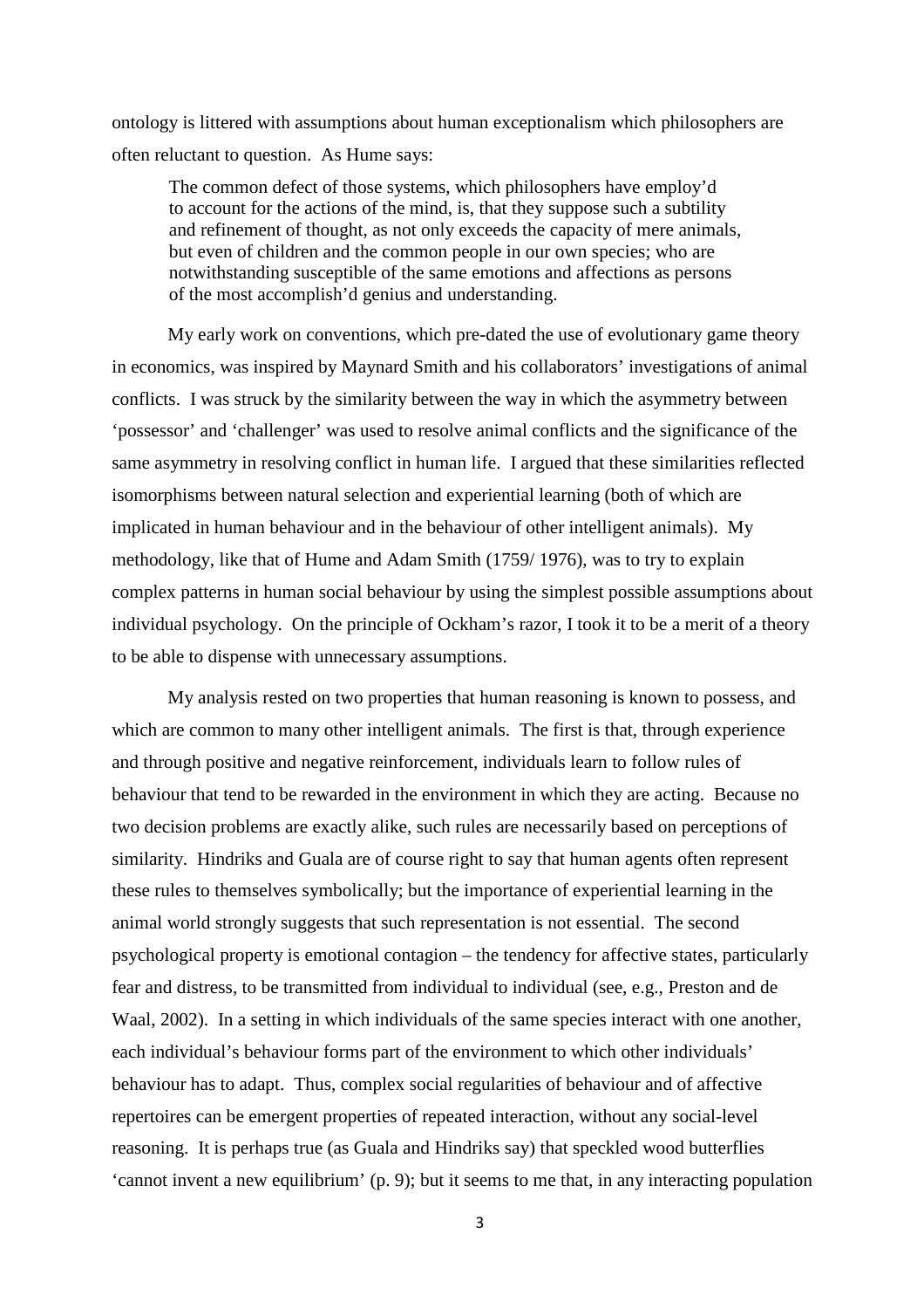ontology is littered with assumptions about human exceptionalism which philosophers are often reluctant to question. As Hume says:

> The common defect of those systems, which philosophers have employ'd to account for the actions of the mind, is, that they suppose such a subtility and refinement of thought, as not only exceeds the capacity of mere animals, but even of children and the common people in our own species; who are notwithstanding susceptible of the same emotions and affections as persons of the most accomplish'd genius and understanding.

My early work on conventions, which pre-dated the use of evolutionary game theory in economics, was inspired by Maynard Smith and his collaborators' investigations of animal conflicts. I was struck by the similarity between the way in which the asymmetry between 'possessor' and 'challenger' was used to resolve animal conflicts and the significance of the same asymmetry in resolving conflict in human life. I argued that these similarities reflected isomorphisms between natural selection and experiential learning (both of which are implicated in human behaviour and in the behaviour of other intelligent animals). My methodology, like that of Hume and Adam Smith (1759/ 1976), was to try to explain complex patterns in human social behaviour by using the simplest possible assumptions about individual psychology. On the principle of Ockham's razor, I took it to be a merit of a theory to be able to dispense with unnecessary assumptions.

My analysis rested on two properties that human reasoning is known to possess, and which are common to many other intelligent animals. The first is that, through experience and through positive and negative reinforcement, individuals learn to follow rules of behaviour that tend to be rewarded in the environment in which they are acting. Because no two decision problems are exactly alike, such rules are necessarily based on perceptions of similarity. Hindriks and Guala are of course right to say that human agents often represent these rules to themselves symbolically; but the importance of experiential learning in the animal world strongly suggests that such representation is not essential. The second psychological property is emotional contagion – the tendency for affective states, particularly fear and distress, to be transmitted from individual to individual (see, e.g., Preston and de Waal, 2002). In a setting in which individuals of the same species interact with one another, each individual's behaviour forms part of the environment to which other individuals' behaviour has to adapt. Thus, complex social regularities of behaviour and of affective repertoires can be emergent properties of repeated interaction, without any social-level reasoning. It is perhaps true (as Guala and Hindriks say) that speckled wood butterflies 'cannot invent a new equilibrium' (p. 9); but it seems to me that, in any interacting population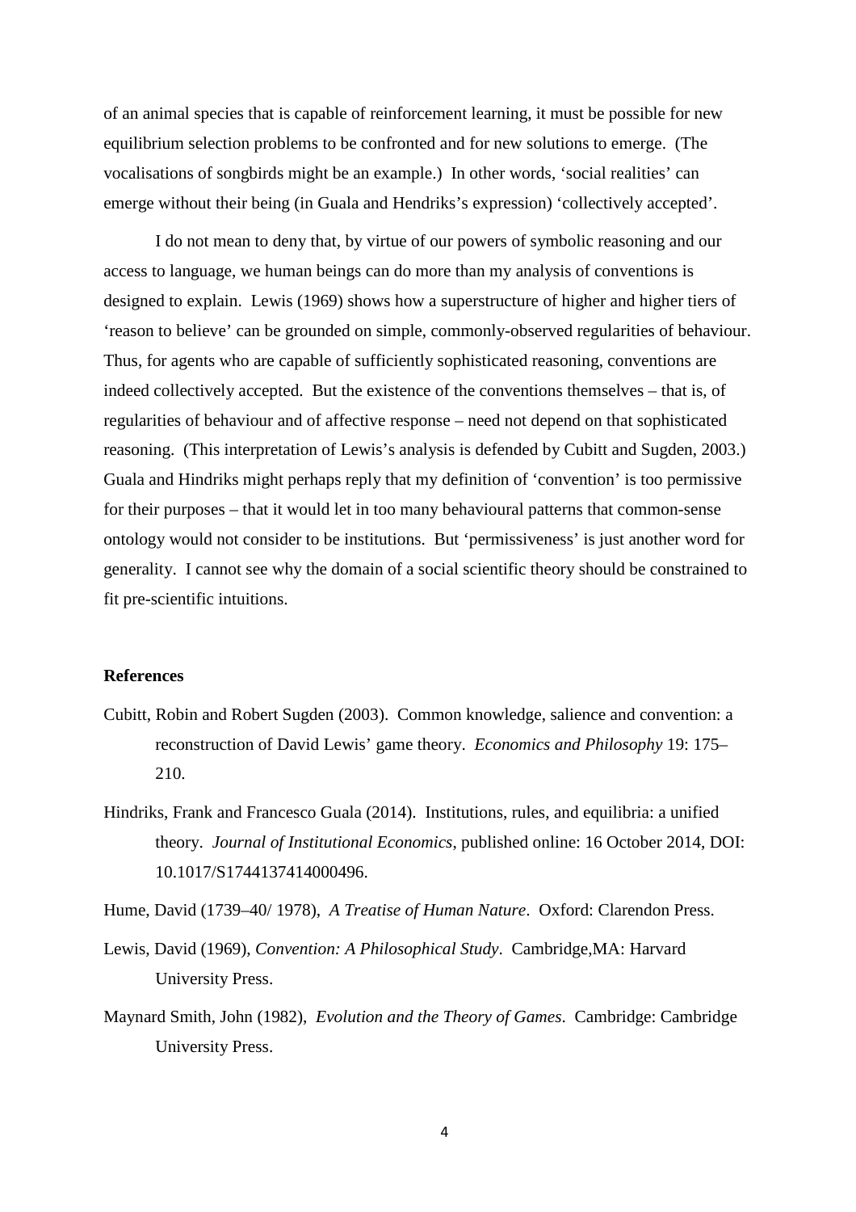of an animal species that is capable of reinforcement learning, it must be possible for new equilibrium selection problems to be confronted and for new solutions to emerge. (The vocalisations of songbirds might be an example.) In other words, 'social realities' can emerge without their being (in Guala and Hendriks's expression) 'collectively accepted'.

I do not mean to deny that, by virtue of our powers of symbolic reasoning and our access to language, we human beings can do more than my analysis of conventions is designed to explain. Lewis (1969) shows how a superstructure of higher and higher tiers of 'reason to believe' can be grounded on simple, commonly-observed regularities of behaviour. Thus, for agents who are capable of sufficiently sophisticated reasoning, conventions are indeed collectively accepted. But the existence of the conventions themselves – that is, of regularities of behaviour and of affective response – need not depend on that sophisticated reasoning. (This interpretation of Lewis's analysis is defended by Cubitt and Sugden, 2003.) Guala and Hindriks might perhaps reply that my definition of 'convention' is too permissive for their purposes – that it would let in too many behavioural patterns that common-sense ontology would not consider to be institutions. But 'permissiveness' is just another word for generality. I cannot see why the domain of a social scientific theory should be constrained to fit pre-scientific intuitions.

**References**

Cubitt, Robin and Robert Sugden (2003). Common knowledge, salience and convention: a reconstruction of David Lewis' game theory. *Economics and Philosophy* 19: 175–210.

Hindriks, Frank and Francesco Guala (2014). Institutions, rules, and equilibria: a unified theory. *Journal of Institutional Economics*, published online: 16 October 2014, DOI: 10.1017/S1744137414000496.

Hume, David (1739–40/ 1978), *A Treatise of Human Nature*. Oxford: Clarendon Press.

Lewis, David (1969), *Convention: A Philosophical Study*. Cambridge,MA: Harvard University Press.

Maynard Smith, John (1982), *Evolution and the Theory of Games*. Cambridge: Cambridge University Press.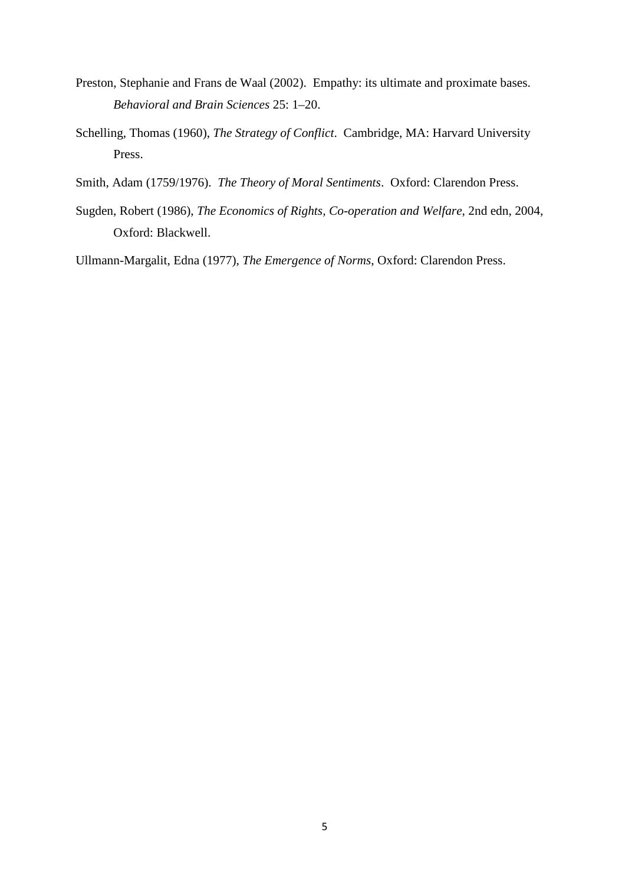Preston, Stephanie and Frans de Waal (2002). Empathy: its ultimate and proximate bases. *Behavioral and Brain Sciences* 25: 1–20.

Schelling, Thomas (1960), *The Strategy of Conflict*. Cambridge, MA: Harvard University Press.

Smith, Adam (1759/1976). *The Theory of Moral Sentiments*. Oxford: Clarendon Press.

Sugden, Robert (1986), *The Economics of Rights, Co-operation and Welfare*, 2nd edn, 2004, Oxford: Blackwell.

Ullmann-Margalit, Edna (1977), *The Emergence of Norms*, Oxford: Clarendon Press.